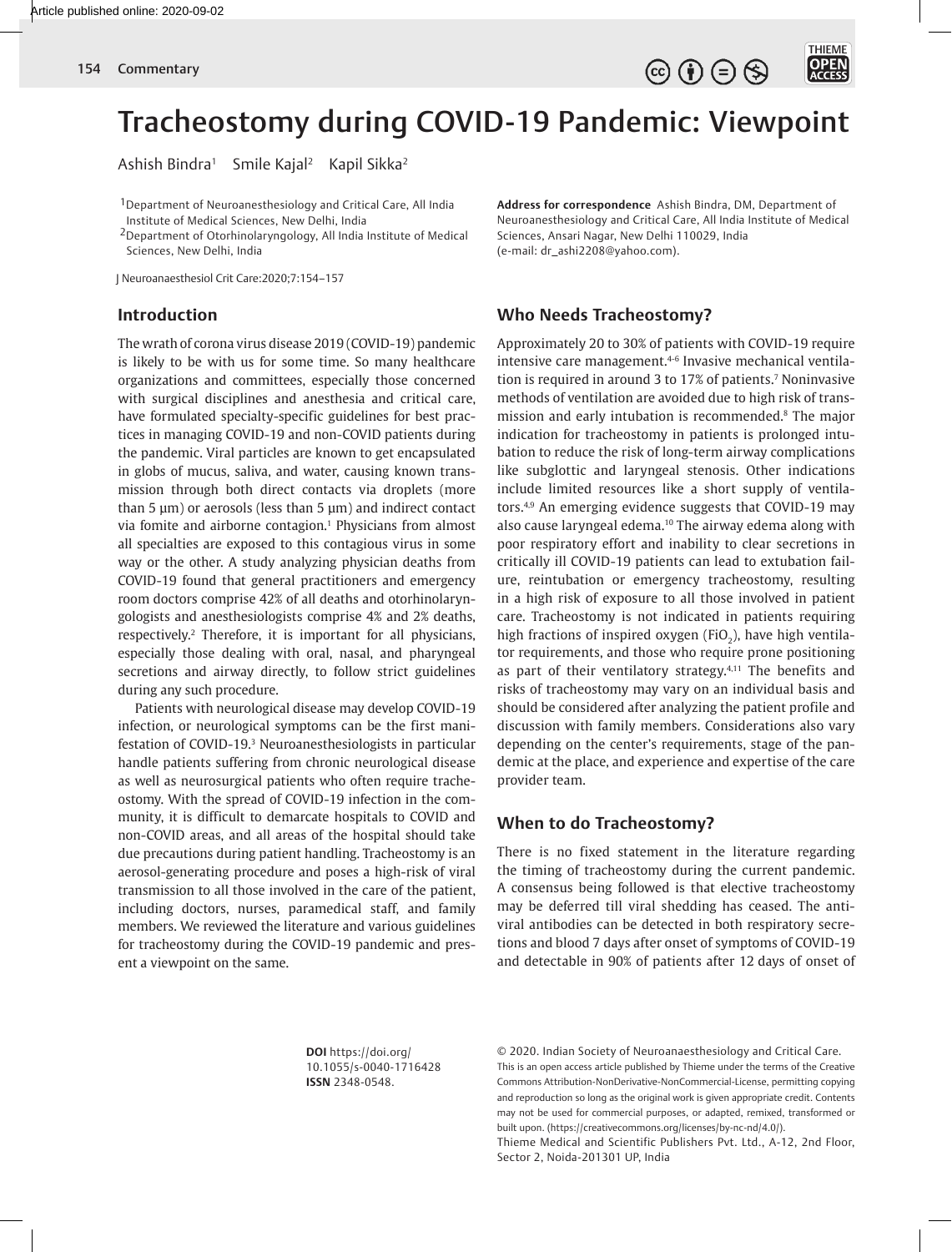# Tracheostomy during COVID-19 Pandemic: Viewpoint

Ashish Bindra[1] Smile Kajal[2] Kapil Sikka[2]

[1]Department of Neuroanesthesiology and Critical Care, All India Institute of Medical Sciences, New Delhi, India
[2]Department of Otorhinolaryngology, All India Institute of Medical Sciences, New Delhi, India

**Address for correspondence** Ashish Bindra, DM, Department of Neuroanesthesiology and Critical Care, All India Institute of Medical Sciences, Ansari Nagar, New Delhi 110029, India (e-mail: dr_ashi2208@yahoo.com).

J Neuroanaesthesiol Crit Care:2020;7:154–157

## Introduction

The wrath of corona virus disease 2019 (COVID-19) pandemic is likely to be with us for some time. So many healthcare organizations and committees, especially those concerned with surgical disciplines and anesthesia and critical care, have formulated specialty-specific guidelines for best practices in managing COVID-19 and non-COVID patients during the pandemic. Viral particles are known to get encapsulated in globs of mucus, saliva, and water, causing known transmission through both direct contacts via droplets (more than 5 µm) or aerosols (less than 5 µm) and indirect contact via fomite and airborne contagion.[1] Physicians from almost all specialties are exposed to this contagious virus in some way or the other. A study analyzing physician deaths from COVID-19 found that general practitioners and emergency room doctors comprise 42% of all deaths and otorhinolaryngologists and anesthesiologists comprise 4% and 2% deaths, respectively.[2] Therefore, it is important for all physicians, especially those dealing with oral, nasal, and pharyngeal secretions and airway directly, to follow strict guidelines during any such procedure.

Patients with neurological disease may develop COVID-19 infection, or neurological symptoms can be the first manifestation of COVID-19.[3] Neuroanesthesiologists in particular handle patients suffering from chronic neurological disease as well as neurosurgical patients who often require tracheostomy. With the spread of COVID-19 infection in the community, it is difficult to demarcate hospitals to COVID and non-COVID areas, and all areas of the hospital should take due precautions during patient handling. Tracheostomy is an aerosol-generating procedure and poses a high-risk of viral transmission to all those involved in the care of the patient, including doctors, nurses, paramedical staff, and family members. We reviewed the literature and various guidelines for tracheostomy during the COVID-19 pandemic and present a viewpoint on the same.

## Who Needs Tracheostomy?

Approximately 20 to 30% of patients with COVID-19 require intensive care management.[4–6] Invasive mechanical ventilation is required in around 3 to 17% of patients.[7] Noninvasive methods of ventilation are avoided due to high risk of transmission and early intubation is recommended.[8] The major indication for tracheostomy in patients is prolonged intubation to reduce the risk of long-term airway complications like subglottic and laryngeal stenosis. Other indications include limited resources like a short supply of ventilators.[4,9] An emerging evidence suggests that COVID-19 may also cause laryngeal edema.[10] The airway edema along with poor respiratory effort and inability to clear secretions in critically ill COVID-19 patients can lead to extubation failure, reintubation or emergency tracheostomy, resulting in a high risk of exposure to all those involved in patient care. Tracheostomy is not indicated in patients requiring high fractions of inspired oxygen ($FiO_2$), have high ventilator requirements, and those who require prone positioning as part of their ventilatory strategy.[4,11] The benefits and risks of tracheostomy may vary on an individual basis and should be considered after analyzing the patient profile and discussion with family members. Considerations also vary depending on the center's requirements, stage of the pandemic at the place, and experience and expertise of the care provider team.

## When to do Tracheostomy?

There is no fixed statement in the literature regarding the timing of tracheostomy during the current pandemic. A consensus being followed is that elective tracheostomy may be deferred till viral shedding has ceased. The antiviral antibodies can be detected in both respiratory secretions and blood 7 days after onset of symptoms of COVID-19 and detectable in 90% of patients after 12 days of onset of

**DOI** https://doi.org/10.1055/s-0040-1716428
**ISSN** 2348-0548.

© 2020. Indian Society of Neuroanaesthesiology and Critical Care.
This is an open access article published by Thieme under the terms of the Creative Commons Attribution-NonDerivative-NonCommercial-License, permitting copying and reproduction so long as the original work is given appropriate credit. Contents may not be used for commercial purposes, or adapted, remixed, transformed or built upon. (https://creativecommons.org/licenses/by-nc-nd/4.0/).
Thieme Medical and Scientific Publishers Pvt. Ltd., A-12, 2nd Floor, Sector 2, Noida-201301 UP, India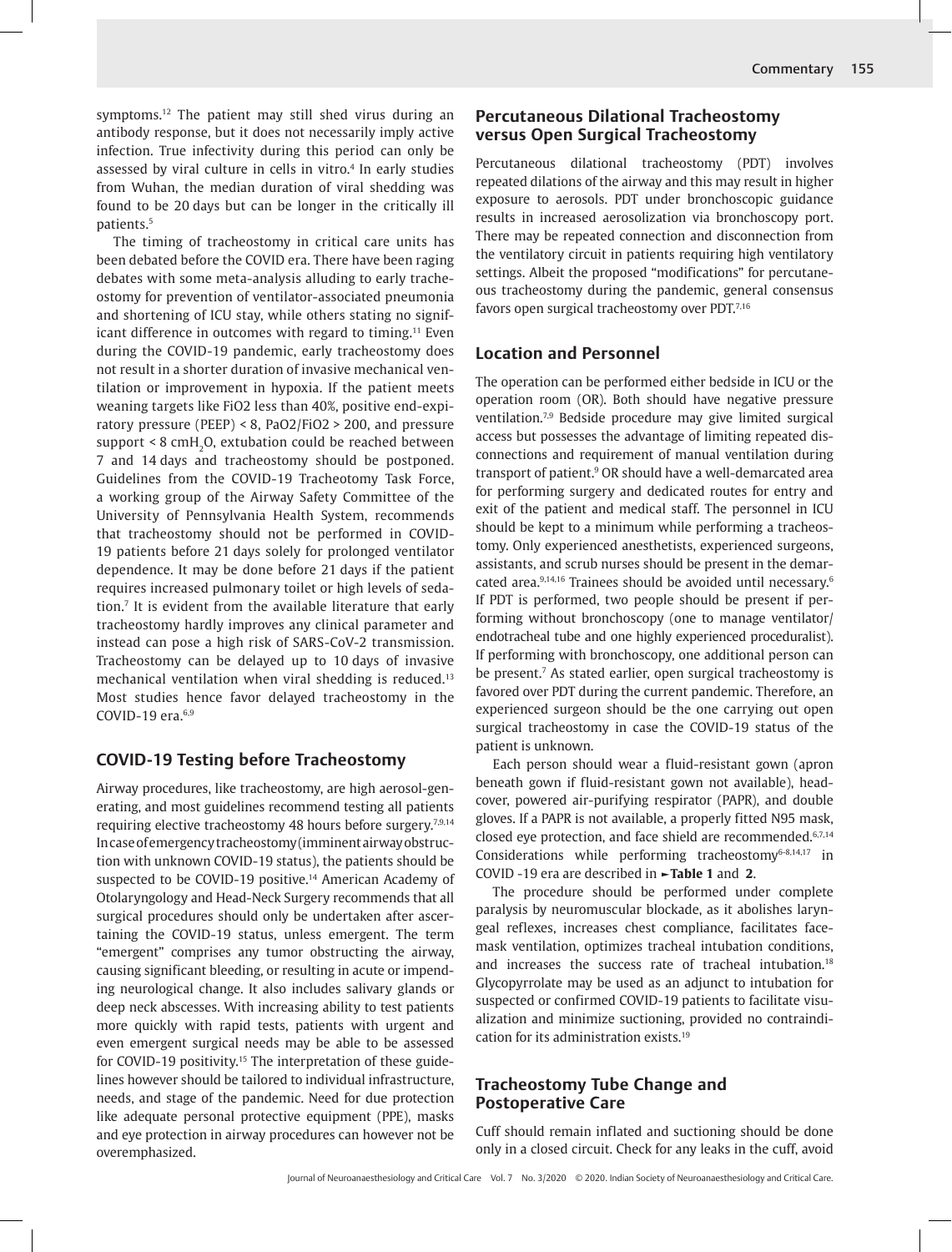symptoms.[12] The patient may still shed virus during an antibody response, but it does not necessarily imply active infection. True infectivity during this period can only be assessed by viral culture in cells in vitro.[4] In early studies from Wuhan, the median duration of viral shedding was found to be 20 days but can be longer in the critically ill patients.[5]

The timing of tracheostomy in critical care units has been debated before the COVID era. There have been raging debates with some meta-analysis alluding to early tracheostomy for prevention of ventilator-associated pneumonia and shortening of ICU stay, while others stating no significant difference in outcomes with regard to timing.[11] Even during the COVID-19 pandemic, early tracheostomy does not result in a shorter duration of invasive mechanical ventilation or improvement in hypoxia. If the patient meets weaning targets like FiO2 less than 40%, positive end-expiratory pressure (PEEP) < 8, PaO2/FiO2 > 200, and pressure support < 8 cm$H_2$O, extubation could be reached between 7 and 14 days and tracheostomy should be postponed. Guidelines from the COVID-19 Tracheotomy Task Force, a working group of the Airway Safety Committee of the University of Pennsylvania Health System, recommends that tracheostomy should not be performed in COVID-19 patients before 21 days solely for prolonged ventilator dependence. It may be done before 21 days if the patient requires increased pulmonary toilet or high levels of sedation.[7] It is evident from the available literature that early tracheostomy hardly improves any clinical parameter and instead can pose a high risk of SARS-CoV-2 transmission. Tracheostomy can be delayed up to 10 days of invasive mechanical ventilation when viral shedding is reduced.[13] Most studies hence favor delayed tracheostomy in the COVID-19 era.[6,9]

## COVID-19 Testing before Tracheostomy

Airway procedures, like tracheostomy, are high aerosol-generating, and most guidelines recommend testing all patients requiring elective tracheostomy 48 hours before surgery.[7,9,14] In case of emergency tracheostomy (imminent airway obstruction with unknown COVID-19 status), the patients should be suspected to be COVID-19 positive.[14] American Academy of Otolaryngology and Head-Neck Surgery recommends that all surgical procedures should only be undertaken after ascertaining the COVID-19 status, unless emergent. The term "emergent" comprises any tumor obstructing the airway, causing significant bleeding, or resulting in acute or impending neurological change. It also includes salivary glands or deep neck abscesses. With increasing ability to test patients more quickly with rapid tests, patients with urgent and even emergent surgical needs may be able to be assessed for COVID-19 positivity.[15] The interpretation of these guidelines however should be tailored to individual infrastructure, needs, and stage of the pandemic. Need for due protection like adequate personal protective equipment (PPE), masks and eye protection in airway procedures can however not be overemphasized.

## Percutaneous Dilational Tracheostomy versus Open Surgical Tracheostomy

Percutaneous dilational tracheostomy (PDT) involves repeated dilations of the airway and this may result in higher exposure to aerosols. PDT under bronchoscopic guidance results in increased aerosolization via bronchoscopy port. There may be repeated connection and disconnection from the ventilatory circuit in patients requiring high ventilatory settings. Albeit the proposed "modifications" for percutaneous tracheostomy during the pandemic, general consensus favors open surgical tracheostomy over PDT.[7,16]

## Location and Personnel

The operation can be performed either bedside in ICU or the operation room (OR). Both should have negative pressure ventilation.[7,9] Bedside procedure may give limited surgical access but possesses the advantage of limiting repeated disconnections and requirement of manual ventilation during transport of patient.[9] OR should have a well-demarcated area for performing surgery and dedicated routes for entry and exit of the patient and medical staff. The personnel in ICU should be kept to a minimum while performing a tracheostomy. Only experienced anesthetists, experienced surgeons, assistants, and scrub nurses should be present in the demarcated area.[9,14,16] Trainees should be avoided until necessary.[6] If PDT is performed, two people should be present if performing without bronchoscopy (one to manage ventilator/endotracheal tube and one highly experienced proceduralist). If performing with bronchoscopy, one additional person can be present.[7] As stated earlier, open surgical tracheostomy is favored over PDT during the current pandemic. Therefore, an experienced surgeon should be the one carrying out open surgical tracheostomy in case the COVID-19 status of the patient is unknown.

Each person should wear a fluid-resistant gown (apron beneath gown if fluid-resistant gown not available), headcover, powered air-purifying respirator (PAPR), and double gloves. If a PAPR is not available, a properly fitted N95 mask, closed eye protection, and face shield are recommended.[6,7,14] Considerations while performing tracheostomy[6-8,14,17] in COVID -19 era are described in ►**Table 1** and **2**.

The procedure should be performed under complete paralysis by neuromuscular blockade, as it abolishes laryngeal reflexes, increases chest compliance, facilitates facemask ventilation, optimizes tracheal intubation conditions, and increases the success rate of tracheal intubation.[18] Glycopyrrolate may be used as an adjunct to intubation for suspected or confirmed COVID-19 patients to facilitate visualization and minimize suctioning, provided no contraindication for its administration exists.[19]

## Tracheostomy Tube Change and Postoperative Care

Cuff should remain inflated and suctioning should be done only in a closed circuit. Check for any leaks in the cuff, avoid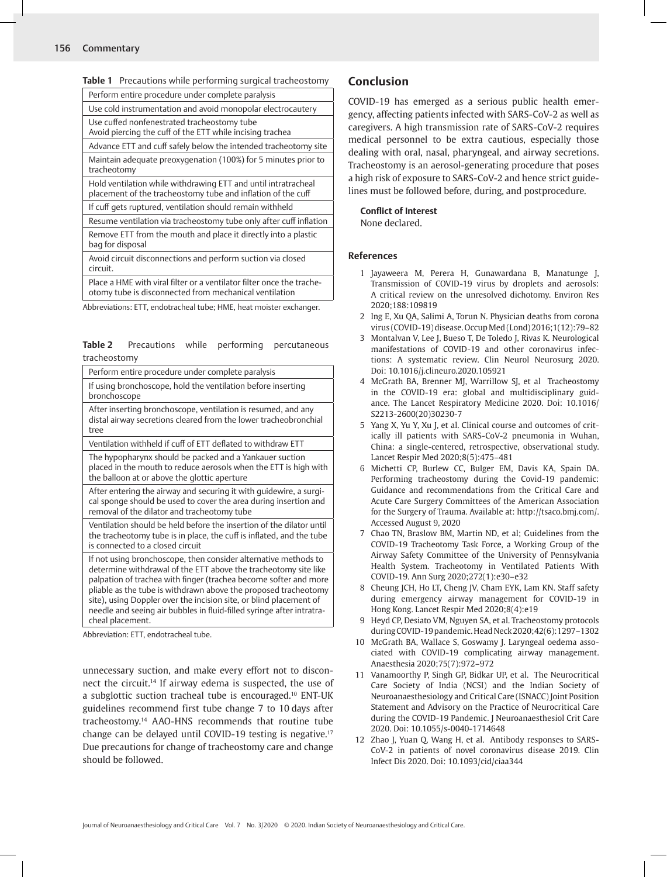**Table 1** Precautions while performing surgical tracheostomy

| Precautions |
|---|
| Perform entire procedure under complete paralysis |
| Use cold instrumentation and avoid monopolar electrocautery |
| Use cuffed nonfenestrated tracheostomy tube<br>Avoid piercing the cuff of the ETT while incising trachea |
| Advance ETT and cuff safely below the intended tracheotomy site |
| Maintain adequate preoxygenation (100%) for 5 minutes prior to tracheotomy |
| Hold ventilation while withdrawing ETT and until intratracheal placement of the tracheostomy tube and inflation of the cuff |
| If cuff gets ruptured, ventilation should remain withheld |
| Resume ventilation via tracheostomy tube only after cuff inflation |
| Remove ETT from the mouth and place it directly into a plastic bag for disposal |
| Avoid circuit disconnections and perform suction via closed circuit. |
| Place a HME with viral filter or a ventilator filter once the tracheotomy tube is disconnected from mechanical ventilation |

Abbreviations: ETT, endotracheal tube; HME, heat moister exchanger.

**Table 2** Precautions while performing percutaneous tracheostomy

| Precautions |
|---|
| Perform entire procedure under complete paralysis |
| If using bronchoscope, hold the ventilation before inserting bronchoscope |
| After inserting bronchoscope, ventilation is resumed, and any distal airway secretions cleared from the lower tracheobronchial tree |
| Ventilation withheld if cuff of ETT deflated to withdraw ETT |
| The hypopharynx should be packed and a Yankauer suction placed in the mouth to reduce aerosols when the ETT is high with the balloon at or above the glottic aperture |
| After entering the airway and securing it with guidewire, a surgical sponge should be used to cover the area during insertion and removal of the dilator and tracheotomy tube |
| Ventilation should be held before the insertion of the dilator until the tracheotomy tube is in place, the cuff is inflated, and the tube is connected to a closed circuit |
| If not using bronchoscope, then consider alternative methods to determine withdrawal of the ETT above the tracheotomy site like palpation of trachea with finger (trachea become softer and more pliable as the tube is withdrawn above the proposed tracheotomy site), using Doppler over the incision site, or blind placement of needle and seeing air bubbles in fluid-filled syringe after intratracheal placement. |

Abbreviation: ETT, endotracheal tube.

unnecessary suction, and make every effort not to disconnect the circuit.[14] If airway edema is suspected, the use of a subglottic suction tracheal tube is encouraged.[10] ENT-UK guidelines recommend first tube change 7 to 10 days after tracheostomy.[14] AAO-HNS recommends that routine tube change can be delayed until COVID-19 testing is negative.[17] Due precautions for change of tracheostomy care and change should be followed.

## Conclusion

COVID-19 has emerged as a serious public health emergency, affecting patients infected with SARS-CoV-2 as well as caregivers. A high transmission rate of SARS-CoV-2 requires medical personnel to be extra cautious, especially those dealing with oral, nasal, pharyngeal, and airway secretions. Tracheostomy is an aerosol-generating procedure that poses a high risk of exposure to SARS-CoV-2 and hence strict guidelines must be followed before, during, and postprocedure.

**Conflict of Interest**

None declared.

## References

1. Jayaweera M, Perera H, Gunawardana B, Manatunge J, Transmission of COVID-19 virus by droplets and aerosols: A critical review on the unresolved dichotomy. Environ Res 2020;188:109819
2. Ing E, Xu QA, Salimi A, Torun N. Physician deaths from corona virus (COVID-19) disease. Occup Med (Lond) 2016;1(12):79–82
3. Montalvan V, Lee J, Bueso T, De Toledo J, Rivas K. Neurological manifestations of COVID-19 and other coronavirus infections: A systematic review. Clin Neurol Neurosurg 2020. Doi: 10.1016/j.clineuro.2020.105921
4. McGrath BA, Brenner MJ, Warrillow SJ, et al Tracheostomy in the COVID-19 era: global and multidisciplinary guidance. The Lancet Respiratory Medicine 2020. Doi: 10.1016/S2213-2600(20)30230-7
5. Yang X, Yu Y, Xu J, et al. Clinical course and outcomes of critically ill patients with SARS-CoV-2 pneumonia in Wuhan, China: a single-centered, retrospective, observational study. Lancet Respir Med 2020;8(5):475–481
6. Michetti CP, Burlew CC, Bulger EM, Davis KA, Spain DA. Performing tracheostomy during the Covid-19 pandemic: Guidance and recommendations from the Critical Care and Acute Care Surgery Committees of the American Association for the Surgery of Trauma. Available at: http://tsaco.bmj.com/. Accessed August 9, 2020
7. Chao TN, Braslow BM, Martin ND, et al; Guidelines from the COVID-19 Tracheotomy Task Force, a Working Group of the Airway Safety Committee of the University of Pennsylvania Health System. Tracheotomy in Ventilated Patients With COVID-19. Ann Surg 2020;272(1):e30–e32
8. Cheung JCH, Ho LT, Cheng JV, Cham EYK, Lam KN. Staff safety during emergency airway management for COVID-19 in Hong Kong. Lancet Respir Med 2020;8(4):e19
9. Heyd CP, Desiato VM, Nguyen SA, et al. Tracheostomy protocols during COVID-19 pandemic. Head Neck 2020;42(6):1297–1302
10. McGrath BA, Wallace S, Goswamy J. Laryngeal oedema associated with COVID-19 complicating airway management. Anaesthesia 2020;75(7):972–972
11. Vanamoorthy P, Singh GP, Bidkar UP, et al. The Neurocritical Care Society of India (NCSI) and the Indian Society of Neuroanaesthesiology and Critical Care (ISNACC) Joint Position Statement and Advisory on the Practice of Neurocritical Care during the COVID-19 Pandemic. J Neuroanaesthesiol Crit Care 2020. Doi: 10.1055/s-0040-1714648
12. Zhao J, Yuan Q, Wang H, et al. Antibody responses to SARS-CoV-2 in patients of novel coronavirus disease 2019. Clin Infect Dis 2020. Doi: 10.1093/cid/ciaa344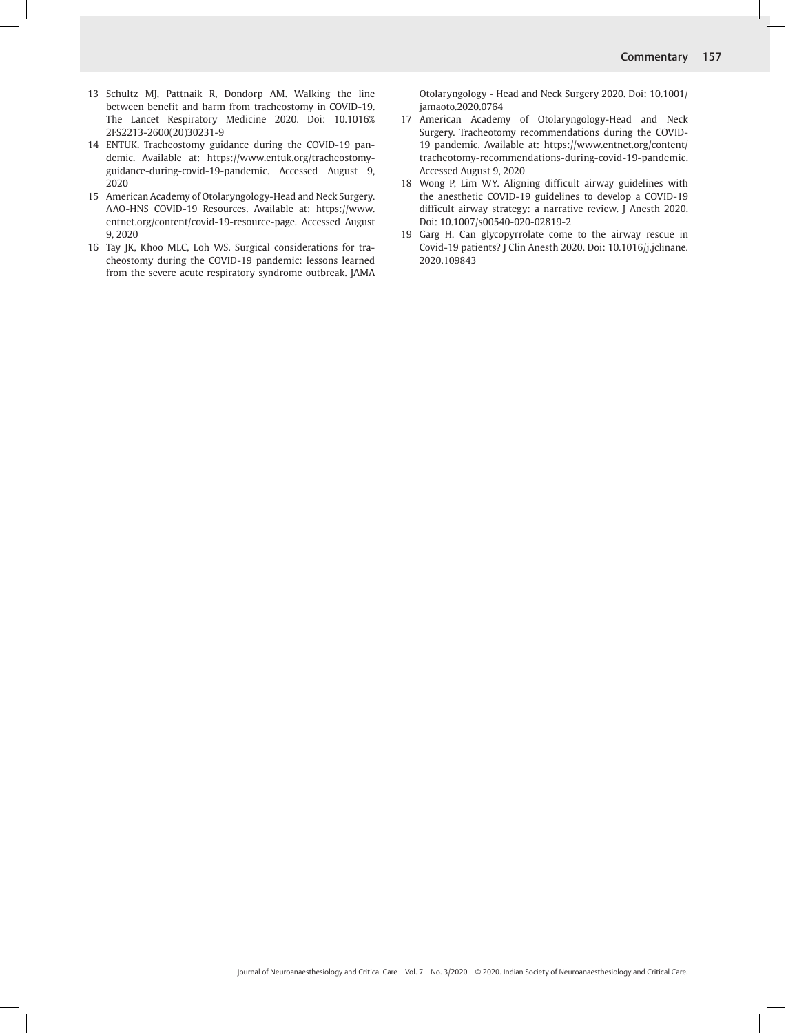13 Schultz MJ, Pattnaik R, Dondorp AM. Walking the line between benefit and harm from tracheostomy in COVID-19. The Lancet Respiratory Medicine 2020. Doi: 10.1016%2FS2213-2600(20)30231-9

14 ENTUK. Tracheostomy guidance during the COVID-19 pandemic. Available at: https://www.entuk.org/tracheostomy-guidance-during-covid-19-pandemic. Accessed August 9, 2020

15 American Academy of Otolaryngology-Head and Neck Surgery. AAO-HNS COVID-19 Resources. Available at: https://www.entnet.org/content/covid-19-resource-page. Accessed August 9, 2020

16 Tay JK, Khoo MLC, Loh WS. Surgical considerations for tracheostomy during the COVID-19 pandemic: lessons learned from the severe acute respiratory syndrome outbreak. JAMA Otolaryngology - Head and Neck Surgery 2020. Doi: 10.1001/jamaoto.2020.0764

17 American Academy of Otolaryngology-Head and Neck Surgery. Tracheotomy recommendations during the COVID-19 pandemic. Available at: https://www.entnet.org/content/tracheotomy-recommendations-during-covid-19-pandemic. Accessed August 9, 2020

18 Wong P, Lim WY. Aligning difficult airway guidelines with the anesthetic COVID-19 guidelines to develop a COVID-19 difficult airway strategy: a narrative review. J Anesth 2020. Doi: 10.1007/s00540-020-02819-2

19 Garg H. Can glycopyrrolate come to the airway rescue in Covid-19 patients? J Clin Anesth 2020. Doi: 10.1016/j.jclinane.2020.109843